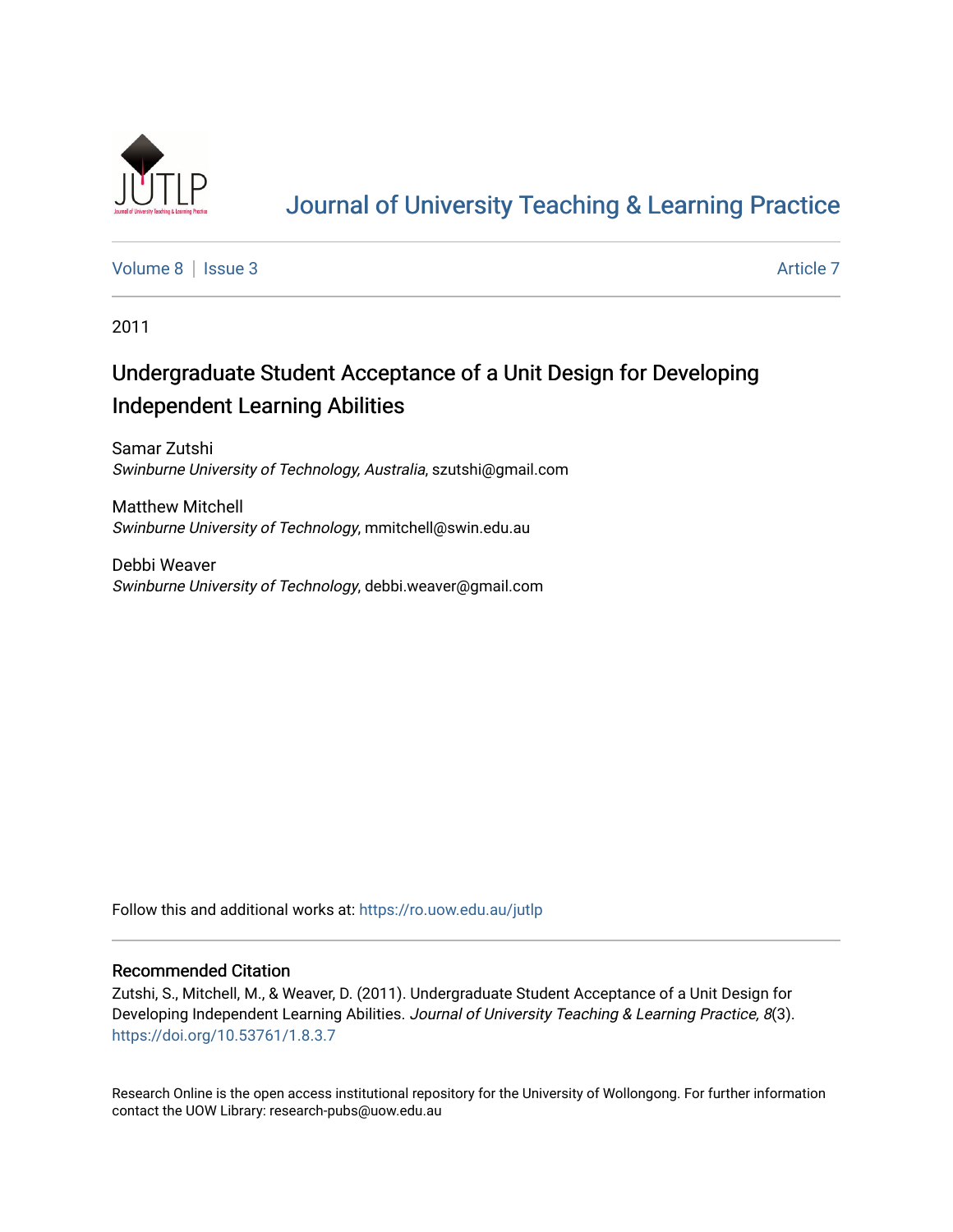# Journal of University Teaching & Learning Practice

Volume 8 | Issue 3 — Article 7

2011

## Undergraduate Student Acceptance of a Unit Design for Developing Independent Learning Abilities

Samar Zutshi
*Swinburne University of Technology, Australia*, szutshi@gmail.com

Matthew Mitchell
*Swinburne University of Technology*, mmitchell@swin.edu.au

Debbi Weaver
*Swinburne University of Technology*, debbi.weaver@gmail.com

Follow this and additional works at: https://ro.uow.edu.au/jutlp

### Recommended Citation

Zutshi, S., Mitchell, M., & Weaver, D. (2011). Undergraduate Student Acceptance of a Unit Design for Developing Independent Learning Abilities. *Journal of University Teaching & Learning Practice, 8*(3). https://doi.org/10.53761/1.8.3.7

Research Online is the open access institutional repository for the University of Wollongong. For further information contact the UOW Library: research-pubs@uow.edu.au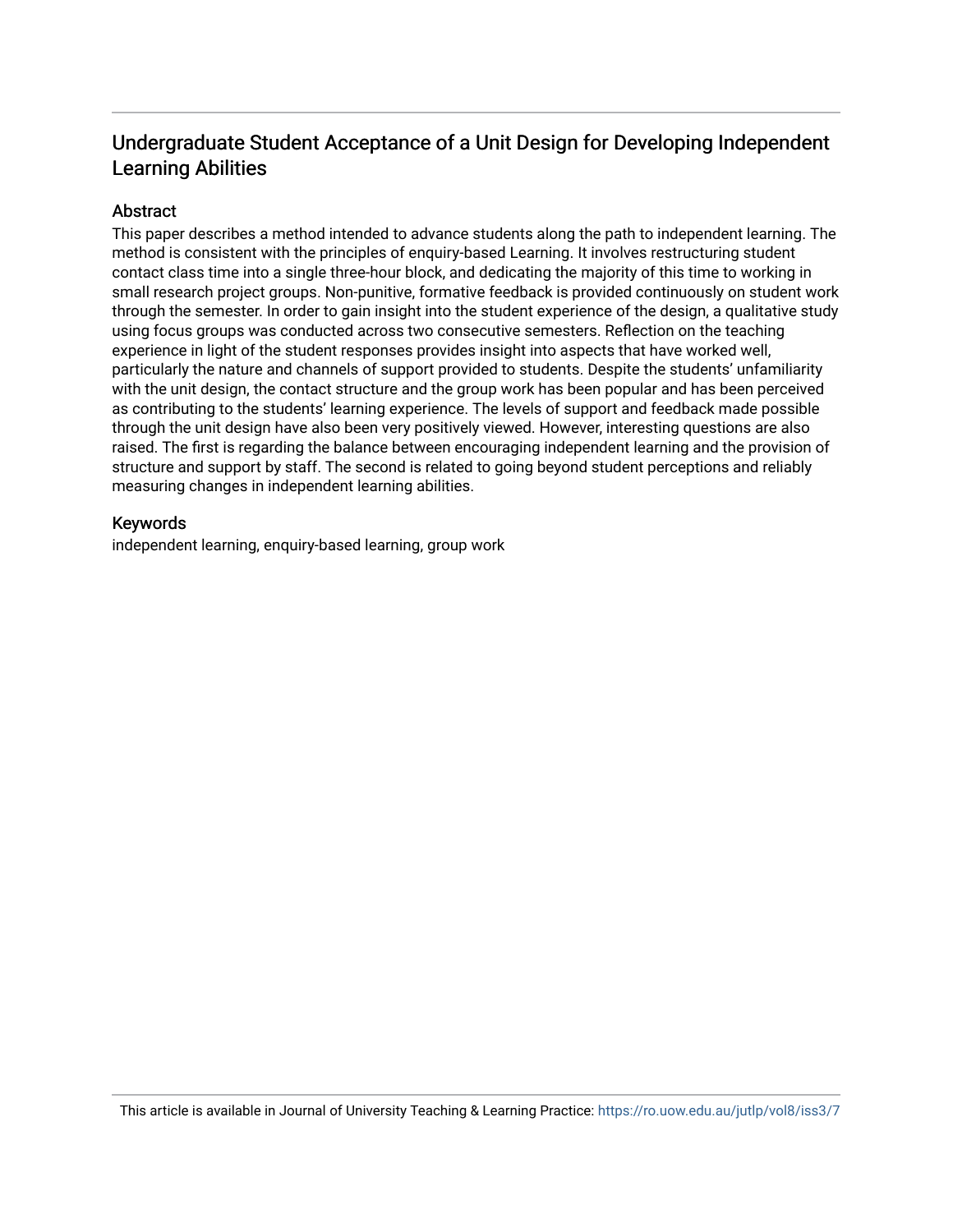# Undergraduate Student Acceptance of a Unit Design for Developing Independent Learning Abilities

## Abstract

This paper describes a method intended to advance students along the path to independent learning. The method is consistent with the principles of enquiry-based Learning. It involves restructuring student contact class time into a single three-hour block, and dedicating the majority of this time to working in small research project groups. Non-punitive, formative feedback is provided continuously on student work through the semester. In order to gain insight into the student experience of the design, a qualitative study using focus groups was conducted across two consecutive semesters. Reflection on the teaching experience in light of the student responses provides insight into aspects that have worked well, particularly the nature and channels of support provided to students. Despite the students' unfamiliarity with the unit design, the contact structure and the group work has been popular and has been perceived as contributing to the students' learning experience. The levels of support and feedback made possible through the unit design have also been very positively viewed. However, interesting questions are also raised. The first is regarding the balance between encouraging independent learning and the provision of structure and support by staff. The second is related to going beyond student perceptions and reliably measuring changes in independent learning abilities.

## Keywords

independent learning, enquiry-based learning, group work

This article is available in Journal of University Teaching & Learning Practice: https://ro.uow.edu.au/jutlp/vol8/iss3/7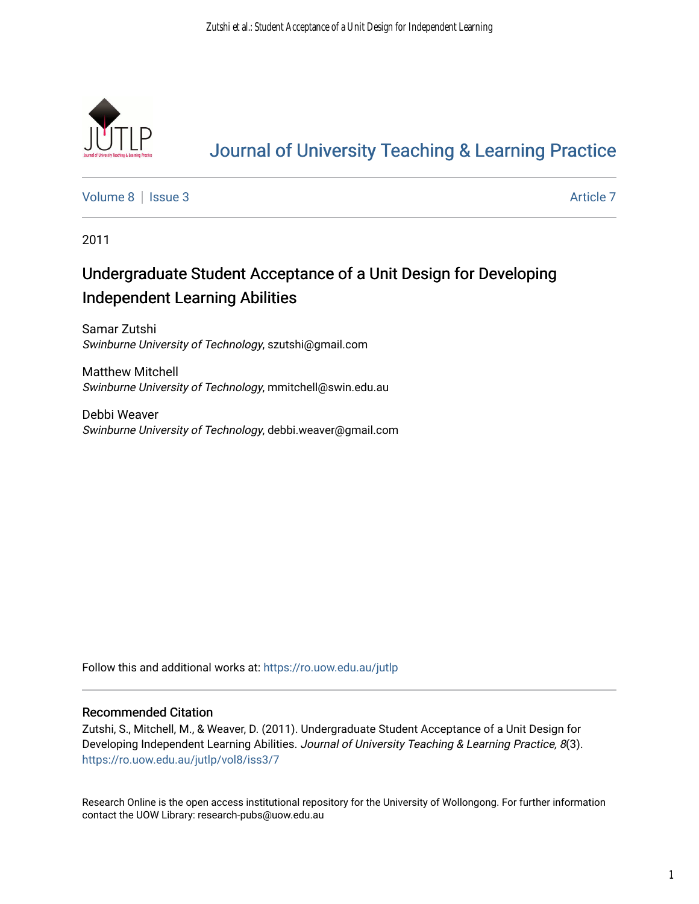# Journal of University Teaching & Learning Practice

Volume 8 | Issue 3 Article 7

2011

## Undergraduate Student Acceptance of a Unit Design for Developing Independent Learning Abilities

Samar Zutshi
*Swinburne University of Technology*, szutshi@gmail.com

Matthew Mitchell
*Swinburne University of Technology*, mmitchell@swin.edu.au

Debbi Weaver
*Swinburne University of Technology*, debbi.weaver@gmail.com

Follow this and additional works at: https://ro.uow.edu.au/jutlp

### Recommended Citation

Zutshi, S., Mitchell, M., & Weaver, D. (2011). Undergraduate Student Acceptance of a Unit Design for Developing Independent Learning Abilities. *Journal of University Teaching & Learning Practice, 8*(3). https://ro.uow.edu.au/jutlp/vol8/iss3/7

Research Online is the open access institutional repository for the University of Wollongong. For further information contact the UOW Library: research-pubs@uow.edu.au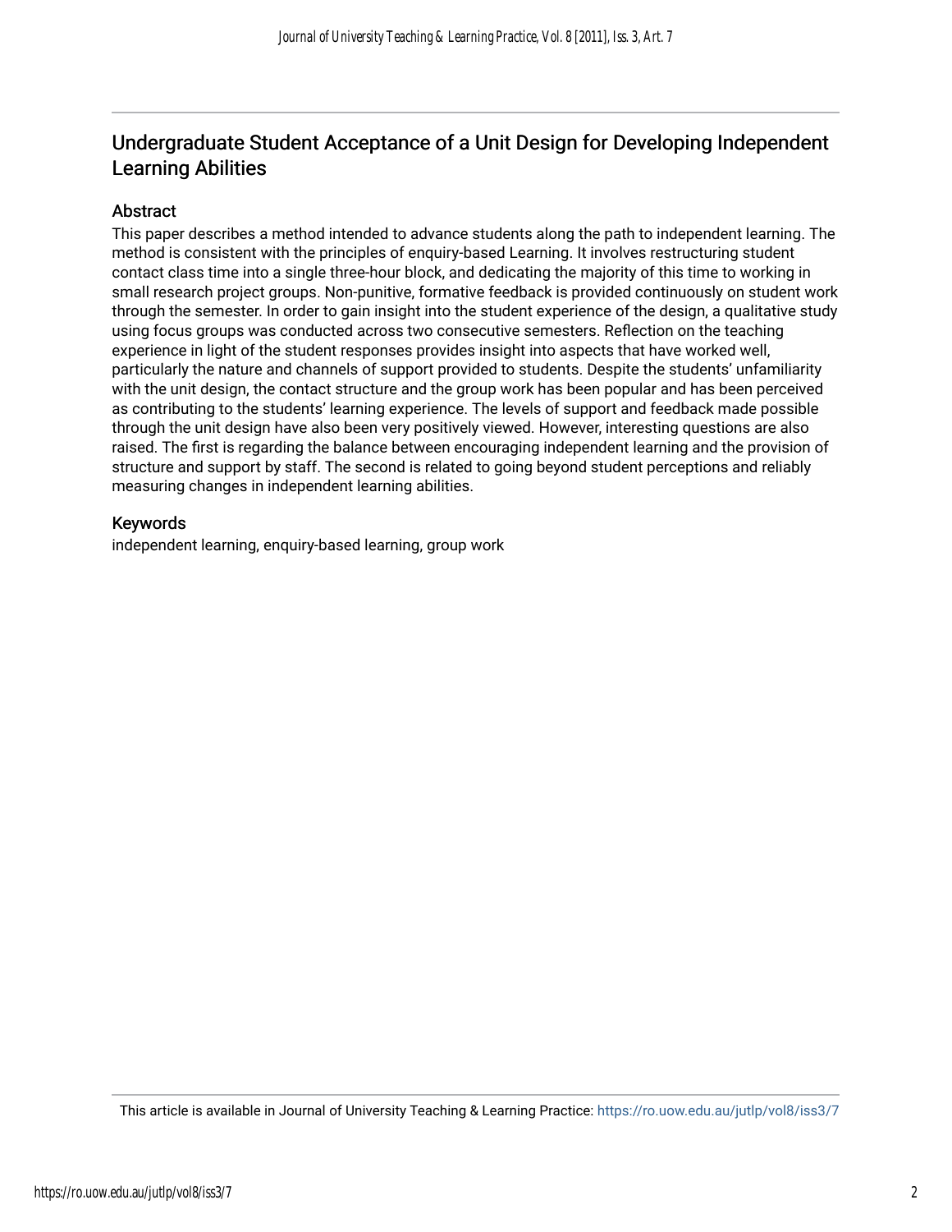## Undergraduate Student Acceptance of a Unit Design for Developing Independent Learning Abilities

### Abstract

This paper describes a method intended to advance students along the path to independent learning. The method is consistent with the principles of enquiry-based Learning. It involves restructuring student contact class time into a single three-hour block, and dedicating the majority of this time to working in small research project groups. Non-punitive, formative feedback is provided continuously on student work through the semester. In order to gain insight into the student experience of the design, a qualitative study using focus groups was conducted across two consecutive semesters. Reflection on the teaching experience in light of the student responses provides insight into aspects that have worked well, particularly the nature and channels of support provided to students. Despite the students' unfamiliarity with the unit design, the contact structure and the group work has been popular and has been perceived as contributing to the students' learning experience. The levels of support and feedback made possible through the unit design have also been very positively viewed. However, interesting questions are also raised. The first is regarding the balance between encouraging independent learning and the provision of structure and support by staff. The second is related to going beyond student perceptions and reliably measuring changes in independent learning abilities.

### Keywords

independent learning, enquiry-based learning, group work

This article is available in Journal of University Teaching & Learning Practice: https://ro.uow.edu.au/jutlp/vol8/iss3/7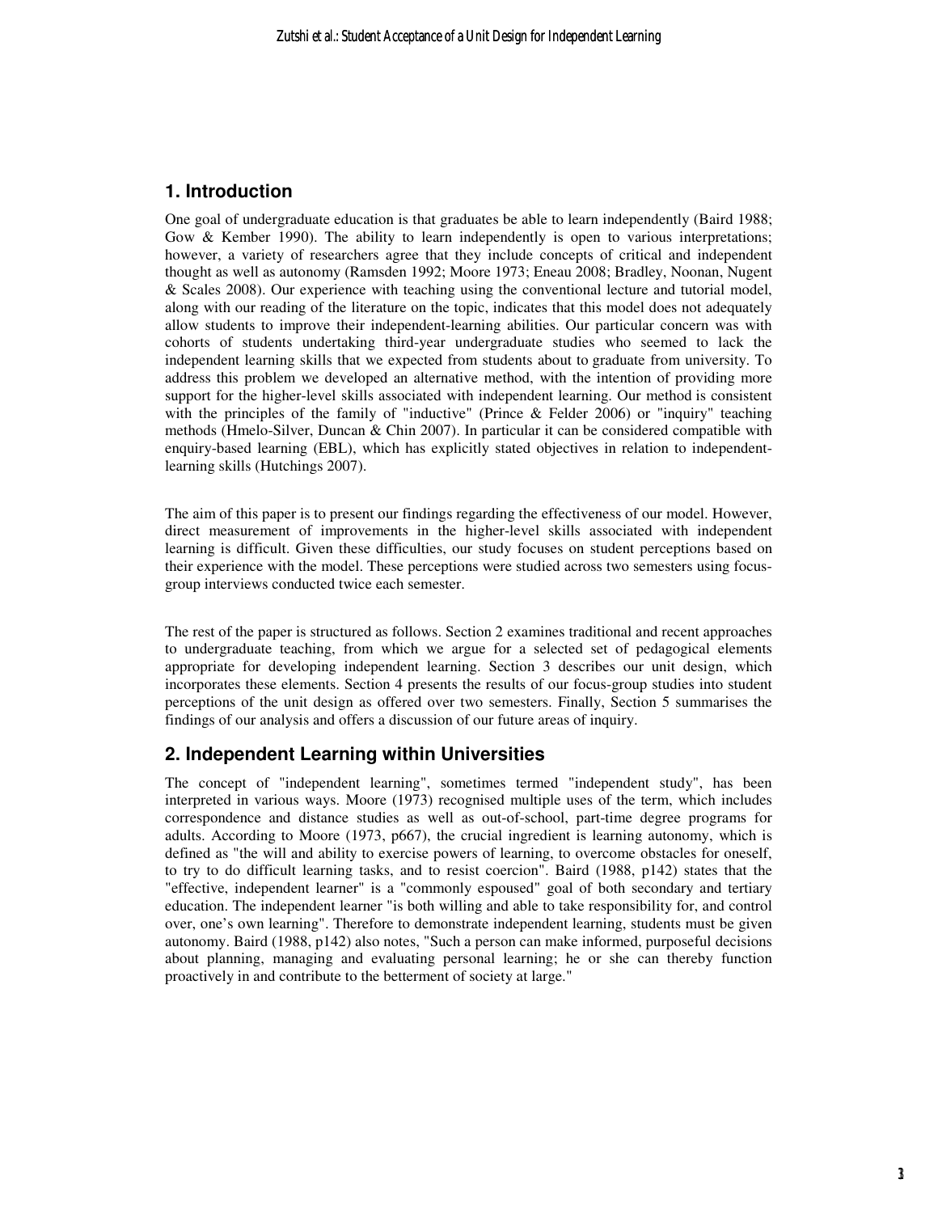## 1. Introduction

One goal of undergraduate education is that graduates be able to learn independently (Baird 1988; Gow & Kember 1990). The ability to learn independently is open to various interpretations; however, a variety of researchers agree that they include concepts of critical and independent thought as well as autonomy (Ramsden 1992; Moore 1973; Eneau 2008; Bradley, Noonan, Nugent & Scales 2008). Our experience with teaching using the conventional lecture and tutorial model, along with our reading of the literature on the topic, indicates that this model does not adequately allow students to improve their independent-learning abilities. Our particular concern was with cohorts of students undertaking third-year undergraduate studies who seemed to lack the independent learning skills that we expected from students about to graduate from university. To address this problem we developed an alternative method, with the intention of providing more support for the higher-level skills associated with independent learning. Our method is consistent with the principles of the family of "inductive" (Prince & Felder 2006) or "inquiry" teaching methods (Hmelo-Silver, Duncan & Chin 2007). In particular it can be considered compatible with enquiry-based learning (EBL), which has explicitly stated objectives in relation to independent-learning skills (Hutchings 2007).

The aim of this paper is to present our findings regarding the effectiveness of our model. However, direct measurement of improvements in the higher-level skills associated with independent learning is difficult. Given these difficulties, our study focuses on student perceptions based on their experience with the model. These perceptions were studied across two semesters using focus-group interviews conducted twice each semester.

The rest of the paper is structured as follows. Section 2 examines traditional and recent approaches to undergraduate teaching, from which we argue for a selected set of pedagogical elements appropriate for developing independent learning. Section 3 describes our unit design, which incorporates these elements. Section 4 presents the results of our focus-group studies into student perceptions of the unit design as offered over two semesters. Finally, Section 5 summarises the findings of our analysis and offers a discussion of our future areas of inquiry.

## 2. Independent Learning within Universities

The concept of "independent learning", sometimes termed "independent study", has been interpreted in various ways. Moore (1973) recognised multiple uses of the term, which includes correspondence and distance studies as well as out-of-school, part-time degree programs for adults. According to Moore (1973, p667), the crucial ingredient is learning autonomy, which is defined as "the will and ability to exercise powers of learning, to overcome obstacles for oneself, to try to do difficult learning tasks, and to resist coercion". Baird (1988, p142) states that the "effective, independent learner" is a "commonly espoused" goal of both secondary and tertiary education. The independent learner "is both willing and able to take responsibility for, and control over, one's own learning". Therefore to demonstrate independent learning, students must be given autonomy. Baird (1988, p142) also notes, "Such a person can make informed, purposeful decisions about planning, managing and evaluating personal learning; he or she can thereby function proactively in and contribute to the betterment of society at large."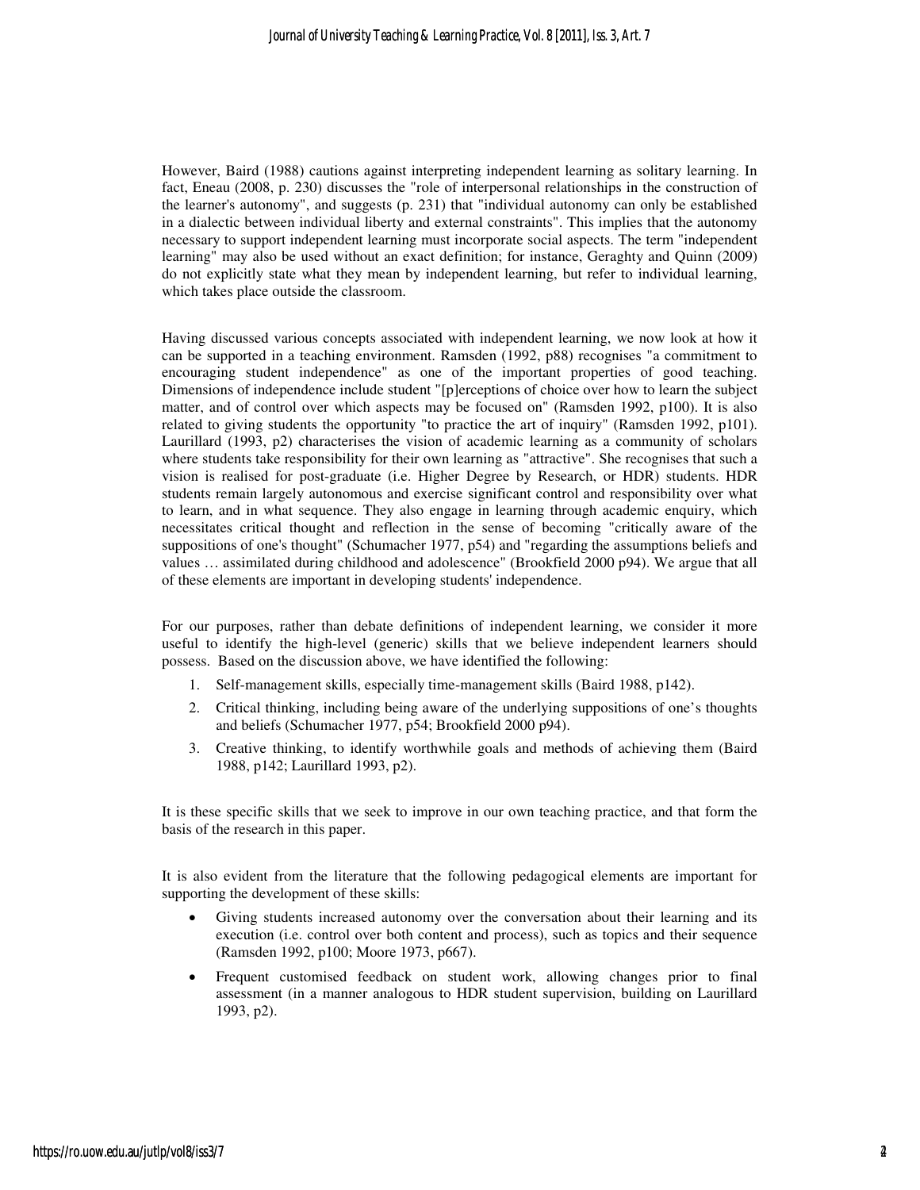However, Baird (1988) cautions against interpreting independent learning as solitary learning. In fact, Eneau (2008, p. 230) discusses the "role of interpersonal relationships in the construction of the learner's autonomy", and suggests (p. 231) that "individual autonomy can only be established in a dialectic between individual liberty and external constraints". This implies that the autonomy necessary to support independent learning must incorporate social aspects. The term "independent learning" may also be used without an exact definition; for instance, Geraghty and Quinn (2009) do not explicitly state what they mean by independent learning, but refer to individual learning, which takes place outside the classroom.

Having discussed various concepts associated with independent learning, we now look at how it can be supported in a teaching environment. Ramsden (1992, p88) recognises "a commitment to encouraging student independence" as one of the important properties of good teaching. Dimensions of independence include student "[p]erceptions of choice over how to learn the subject matter, and of control over which aspects may be focused on" (Ramsden 1992, p100). It is also related to giving students the opportunity "to practice the art of inquiry" (Ramsden 1992, p101). Laurillard (1993, p2) characterises the vision of academic learning as a community of scholars where students take responsibility for their own learning as "attractive". She recognises that such a vision is realised for post-graduate (i.e. Higher Degree by Research, or HDR) students. HDR students remain largely autonomous and exercise significant control and responsibility over what to learn, and in what sequence. They also engage in learning through academic enquiry, which necessitates critical thought and reflection in the sense of becoming "critically aware of the suppositions of one's thought" (Schumacher 1977, p54) and "regarding the assumptions beliefs and values … assimilated during childhood and adolescence" (Brookfield 2000 p94). We argue that all of these elements are important in developing students' independence.

For our purposes, rather than debate definitions of independent learning, we consider it more useful to identify the high-level (generic) skills that we believe independent learners should possess. Based on the discussion above, we have identified the following:

1. Self-management skills, especially time-management skills (Baird 1988, p142).
2. Critical thinking, including being aware of the underlying suppositions of one's thoughts and beliefs (Schumacher 1977, p54; Brookfield 2000 p94).
3. Creative thinking, to identify worthwhile goals and methods of achieving them (Baird 1988, p142; Laurillard 1993, p2).

It is these specific skills that we seek to improve in our own teaching practice, and that form the basis of the research in this paper.

It is also evident from the literature that the following pedagogical elements are important for supporting the development of these skills:

- Giving students increased autonomy over the conversation about their learning and its execution (i.e. control over both content and process), such as topics and their sequence (Ramsden 1992, p100; Moore 1973, p667).
- Frequent customised feedback on student work, allowing changes prior to final assessment (in a manner analogous to HDR student supervision, building on Laurillard 1993, p2).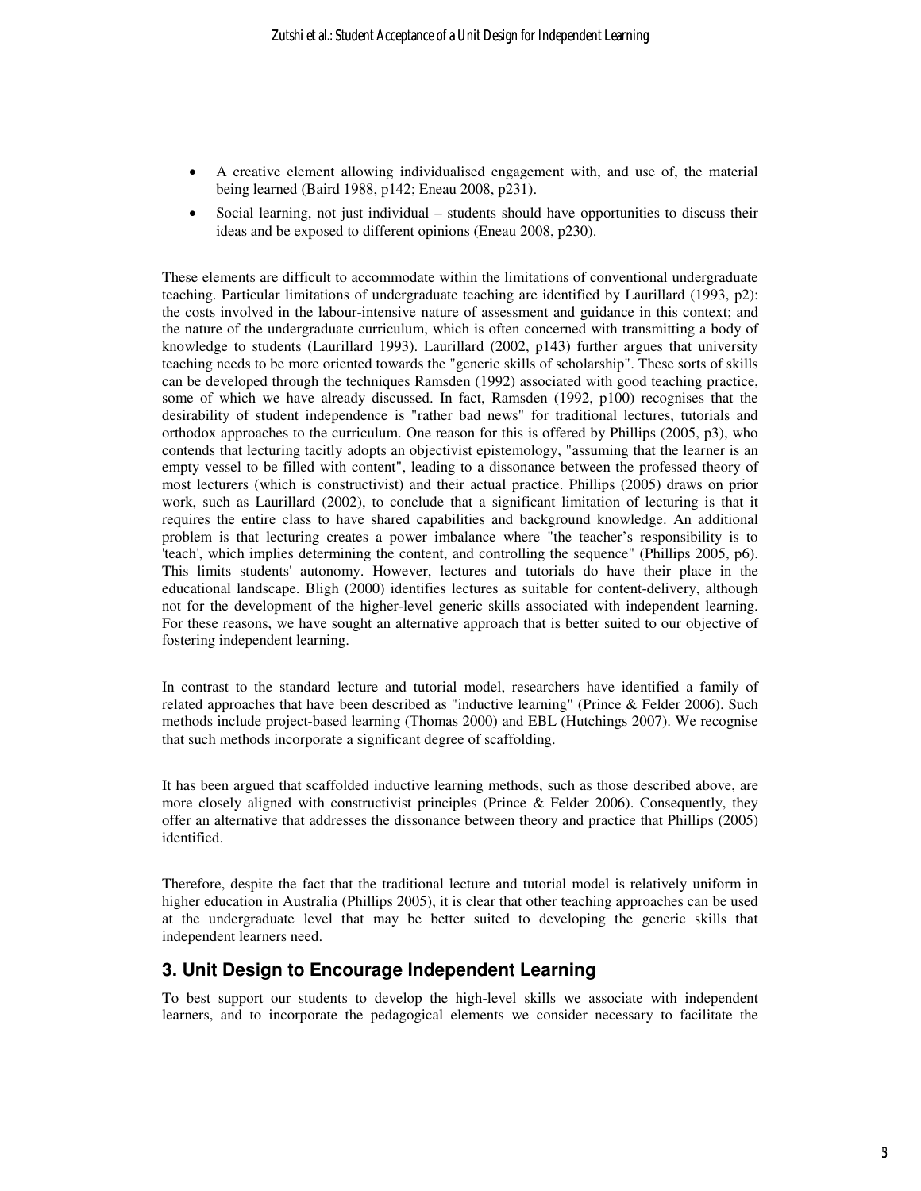- A creative element allowing individualised engagement with, and use of, the material being learned (Baird 1988, p142; Eneau 2008, p231).
- Social learning, not just individual – students should have opportunities to discuss their ideas and be exposed to different opinions (Eneau 2008, p230).

These elements are difficult to accommodate within the limitations of conventional undergraduate teaching. Particular limitations of undergraduate teaching are identified by Laurillard (1993, p2): the costs involved in the labour-intensive nature of assessment and guidance in this context; and the nature of the undergraduate curriculum, which is often concerned with transmitting a body of knowledge to students (Laurillard 1993). Laurillard (2002, p143) further argues that university teaching needs to be more oriented towards the "generic skills of scholarship". These sorts of skills can be developed through the techniques Ramsden (1992) associated with good teaching practice, some of which we have already discussed. In fact, Ramsden (1992, p100) recognises that the desirability of student independence is "rather bad news" for traditional lectures, tutorials and orthodox approaches to the curriculum. One reason for this is offered by Phillips (2005, p3), who contends that lecturing tacitly adopts an objectivist epistemology, "assuming that the learner is an empty vessel to be filled with content", leading to a dissonance between the professed theory of most lecturers (which is constructivist) and their actual practice. Phillips (2005) draws on prior work, such as Laurillard (2002), to conclude that a significant limitation of lecturing is that it requires the entire class to have shared capabilities and background knowledge. An additional problem is that lecturing creates a power imbalance where "the teacher's responsibility is to 'teach', which implies determining the content, and controlling the sequence" (Phillips 2005, p6). This limits students' autonomy. However, lectures and tutorials do have their place in the educational landscape. Bligh (2000) identifies lectures as suitable for content-delivery, although not for the development of the higher-level generic skills associated with independent learning. For these reasons, we have sought an alternative approach that is better suited to our objective of fostering independent learning.

In contrast to the standard lecture and tutorial model, researchers have identified a family of related approaches that have been described as "inductive learning" (Prince & Felder 2006). Such methods include project-based learning (Thomas 2000) and EBL (Hutchings 2007). We recognise that such methods incorporate a significant degree of scaffolding.

It has been argued that scaffolded inductive learning methods, such as those described above, are more closely aligned with constructivist principles (Prince & Felder 2006). Consequently, they offer an alternative that addresses the dissonance between theory and practice that Phillips (2005) identified.

Therefore, despite the fact that the traditional lecture and tutorial model is relatively uniform in higher education in Australia (Phillips 2005), it is clear that other teaching approaches can be used at the undergraduate level that may be better suited to developing the generic skills that independent learners need.

## 3. Unit Design to Encourage Independent Learning

To best support our students to develop the high-level skills we associate with independent learners, and to incorporate the pedagogical elements we consider necessary to facilitate the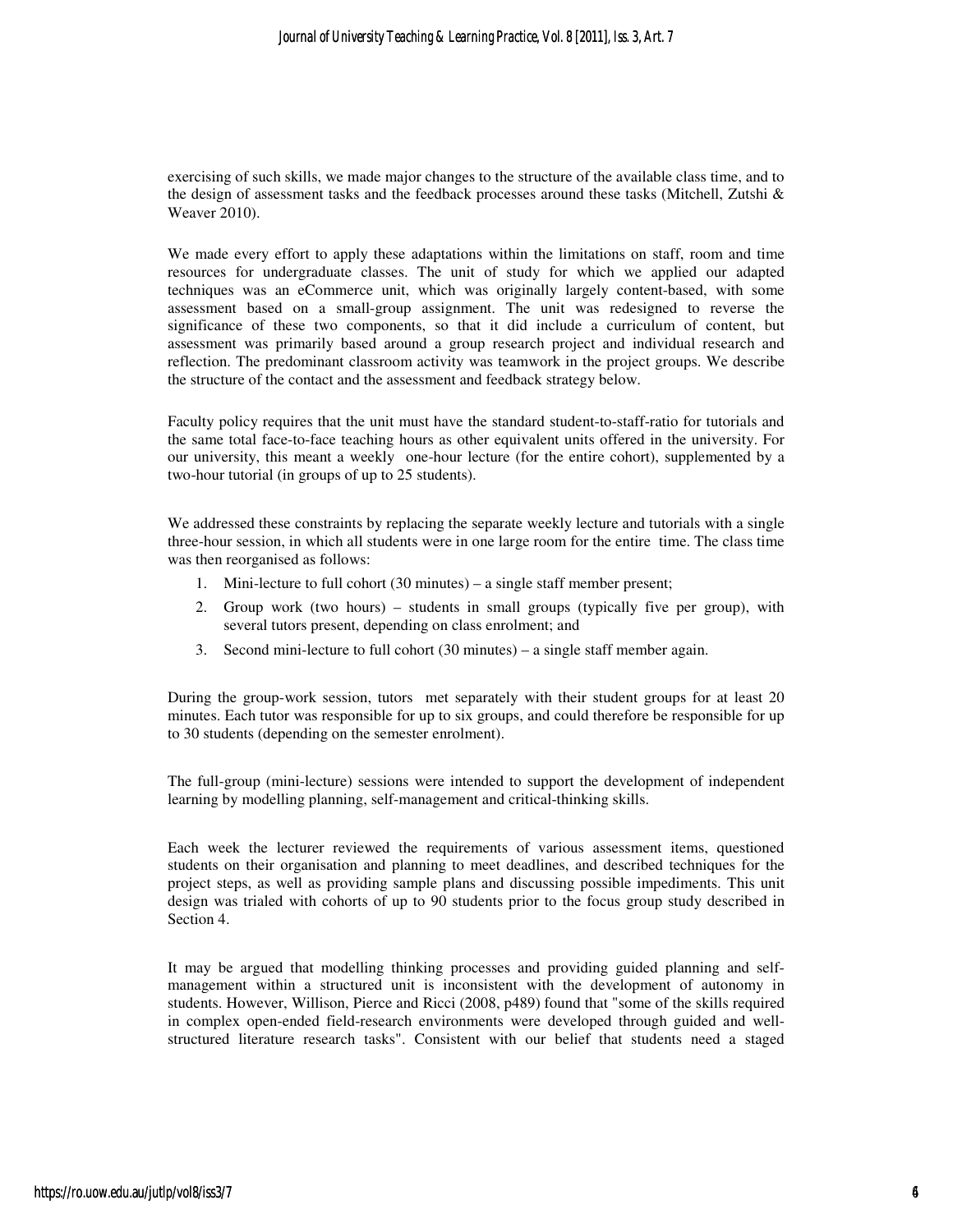exercising of such skills, we made major changes to the structure of the available class time, and to the design of assessment tasks and the feedback processes around these tasks (Mitchell, Zutshi & Weaver 2010).

We made every effort to apply these adaptations within the limitations on staff, room and time resources for undergraduate classes. The unit of study for which we applied our adapted techniques was an eCommerce unit, which was originally largely content-based, with some assessment based on a small-group assignment. The unit was redesigned to reverse the significance of these two components, so that it did include a curriculum of content, but assessment was primarily based around a group research project and individual research and reflection. The predominant classroom activity was teamwork in the project groups. We describe the structure of the contact and the assessment and feedback strategy below.

Faculty policy requires that the unit must have the standard student-to-staff-ratio for tutorials and the same total face-to-face teaching hours as other equivalent units offered in the university. For our university, this meant a weekly one-hour lecture (for the entire cohort), supplemented by a two-hour tutorial (in groups of up to 25 students).

We addressed these constraints by replacing the separate weekly lecture and tutorials with a single three-hour session, in which all students were in one large room for the entire time. The class time was then reorganised as follows:

1. Mini-lecture to full cohort (30 minutes) – a single staff member present;
2. Group work (two hours) – students in small groups (typically five per group), with several tutors present, depending on class enrolment; and
3. Second mini-lecture to full cohort (30 minutes) – a single staff member again.

During the group-work session, tutors met separately with their student groups for at least 20 minutes. Each tutor was responsible for up to six groups, and could therefore be responsible for up to 30 students (depending on the semester enrolment).

The full-group (mini-lecture) sessions were intended to support the development of independent learning by modelling planning, self-management and critical-thinking skills.

Each week the lecturer reviewed the requirements of various assessment items, questioned students on their organisation and planning to meet deadlines, and described techniques for the project steps, as well as providing sample plans and discussing possible impediments. This unit design was trialed with cohorts of up to 90 students prior to the focus group study described in Section 4.

It may be argued that modelling thinking processes and providing guided planning and self-management within a structured unit is inconsistent with the development of autonomy in students. However, Willison, Pierce and Ricci (2008, p489) found that "some of the skills required in complex open-ended field-research environments were developed through guided and well-structured literature research tasks". Consistent with our belief that students need a staged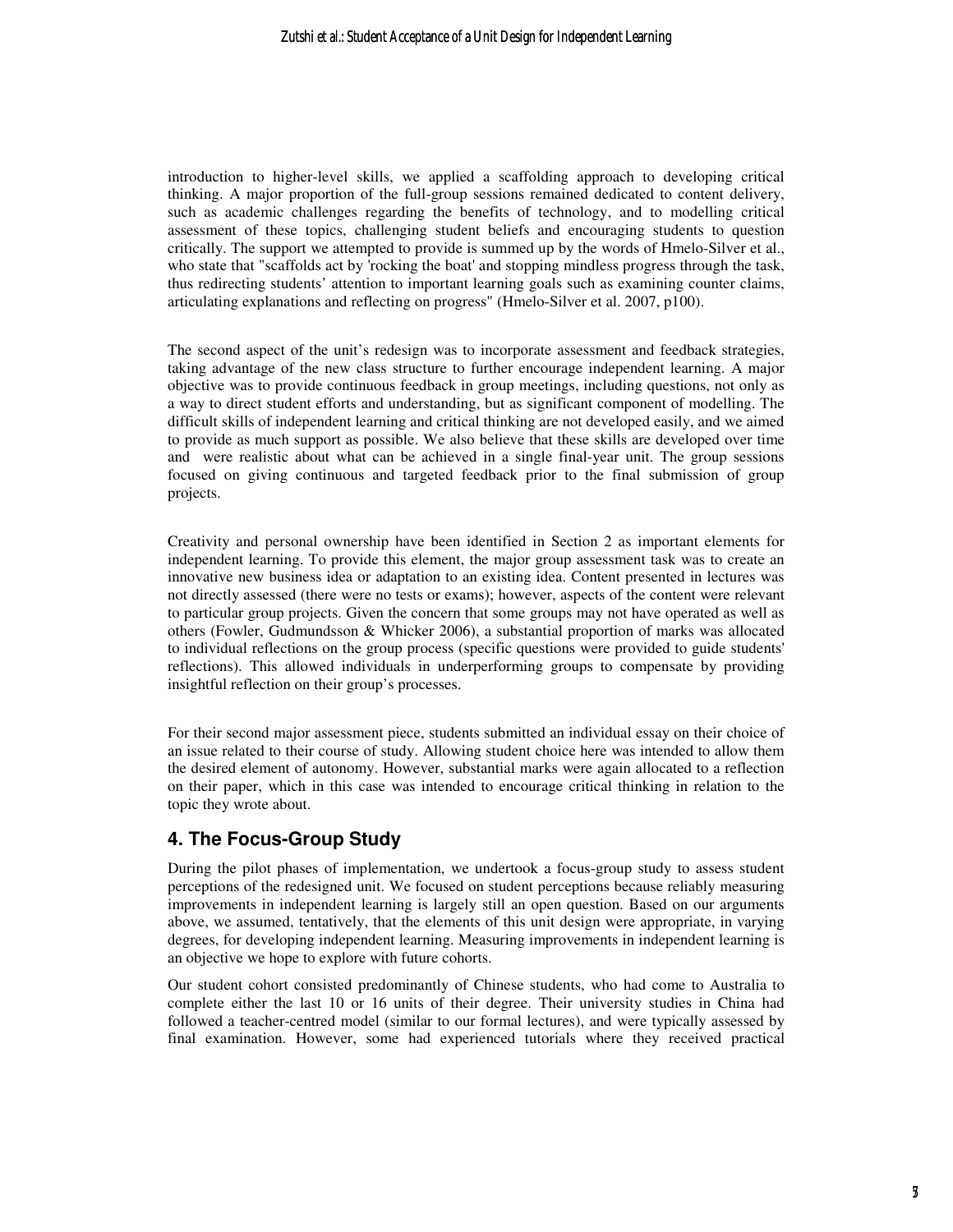introduction to higher-level skills, we applied a scaffolding approach to developing critical thinking. A major proportion of the full-group sessions remained dedicated to content delivery, such as academic challenges regarding the benefits of technology, and to modelling critical assessment of these topics, challenging student beliefs and encouraging students to question critically. The support we attempted to provide is summed up by the words of Hmelo-Silver et al., who state that "scaffolds act by 'rocking the boat' and stopping mindless progress through the task, thus redirecting students' attention to important learning goals such as examining counter claims, articulating explanations and reflecting on progress" (Hmelo-Silver et al. 2007, p100).

The second aspect of the unit's redesign was to incorporate assessment and feedback strategies, taking advantage of the new class structure to further encourage independent learning. A major objective was to provide continuous feedback in group meetings, including questions, not only as a way to direct student efforts and understanding, but as significant component of modelling. The difficult skills of independent learning and critical thinking are not developed easily, and we aimed to provide as much support as possible. We also believe that these skills are developed over time and were realistic about what can be achieved in a single final-year unit. The group sessions focused on giving continuous and targeted feedback prior to the final submission of group projects.

Creativity and personal ownership have been identified in Section 2 as important elements for independent learning. To provide this element, the major group assessment task was to create an innovative new business idea or adaptation to an existing idea. Content presented in lectures was not directly assessed (there were no tests or exams); however, aspects of the content were relevant to particular group projects. Given the concern that some groups may not have operated as well as others (Fowler, Gudmundsson & Whicker 2006), a substantial proportion of marks was allocated to individual reflections on the group process (specific questions were provided to guide students' reflections). This allowed individuals in underperforming groups to compensate by providing insightful reflection on their group's processes.

For their second major assessment piece, students submitted an individual essay on their choice of an issue related to their course of study. Allowing student choice here was intended to allow them the desired element of autonomy. However, substantial marks were again allocated to a reflection on their paper, which in this case was intended to encourage critical thinking in relation to the topic they wrote about.

## 4. The Focus-Group Study

During the pilot phases of implementation, we undertook a focus-group study to assess student perceptions of the redesigned unit. We focused on student perceptions because reliably measuring improvements in independent learning is largely still an open question. Based on our arguments above, we assumed, tentatively, that the elements of this unit design were appropriate, in varying degrees, for developing independent learning. Measuring improvements in independent learning is an objective we hope to explore with future cohorts.

Our student cohort consisted predominantly of Chinese students, who had come to Australia to complete either the last 10 or 16 units of their degree. Their university studies in China had followed a teacher-centred model (similar to our formal lectures), and were typically assessed by final examination. However, some had experienced tutorials where they received practical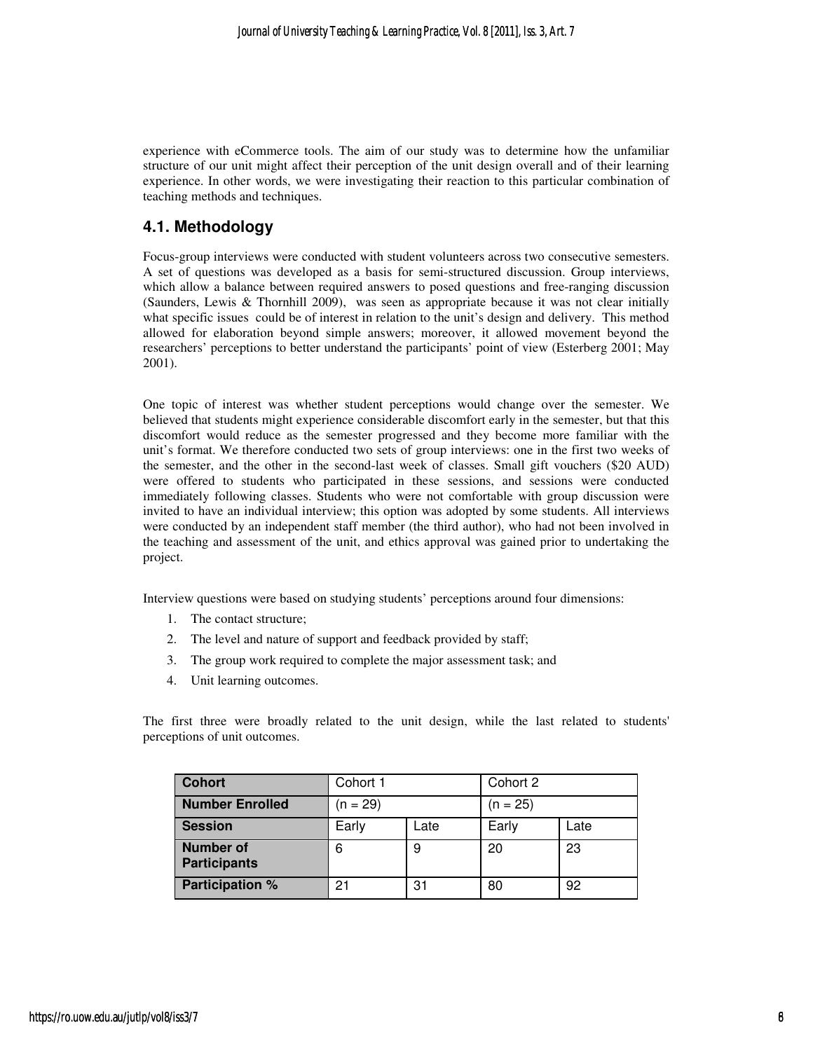experience with eCommerce tools. The aim of our study was to determine how the unfamiliar structure of our unit might affect their perception of the unit design overall and of their learning experience. In other words, we were investigating their reaction to this particular combination of teaching methods and techniques.

## 4.1. Methodology

Focus-group interviews were conducted with student volunteers across two consecutive semesters. A set of questions was developed as a basis for semi-structured discussion. Group interviews, which allow a balance between required answers to posed questions and free-ranging discussion (Saunders, Lewis & Thornhill 2009), was seen as appropriate because it was not clear initially what specific issues could be of interest in relation to the unit's design and delivery. This method allowed for elaboration beyond simple answers; moreover, it allowed movement beyond the researchers' perceptions to better understand the participants' point of view (Esterberg 2001; May 2001).

One topic of interest was whether student perceptions would change over the semester. We believed that students might experience considerable discomfort early in the semester, but that this discomfort would reduce as the semester progressed and they become more familiar with the unit's format. We therefore conducted two sets of group interviews: one in the first two weeks of the semester, and the other in the second-last week of classes. Small gift vouchers ($20 AUD) were offered to students who participated in these sessions, and sessions were conducted immediately following classes. Students who were not comfortable with group discussion were invited to have an individual interview; this option was adopted by some students. All interviews were conducted by an independent staff member (the third author), who had not been involved in the teaching and assessment of the unit, and ethics approval was gained prior to undertaking the project.

Interview questions were based on studying students' perceptions around four dimensions:

1. The contact structure;
2. The level and nature of support and feedback provided by staff;
3. The group work required to complete the major assessment task; and
4. Unit learning outcomes.

The first three were broadly related to the unit design, while the last related to students' perceptions of unit outcomes.

| **Cohort** | Cohort 1 | | Cohort 2 | |
|---|---|---|---|---|
| **Number Enrolled** | (n = 29) | | (n = 25) | |
| **Session** | Early | Late | Early | Late |
| **Number of Participants** | 6 | 9 | 20 | 23 |
| **Participation %** | 21 | 31 | 80 | 92 |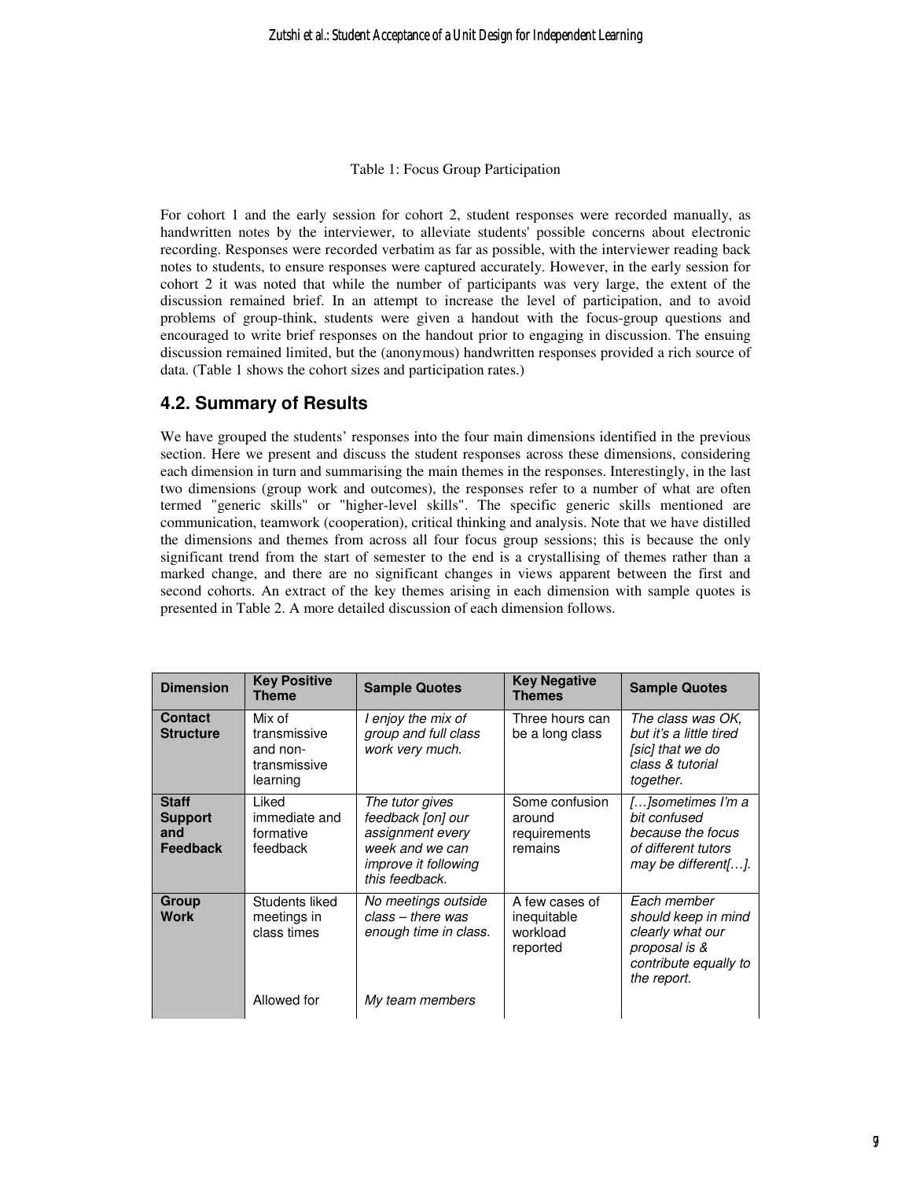Table 1: Focus Group Participation

For cohort 1 and the early session for cohort 2, student responses were recorded manually, as handwritten notes by the interviewer, to alleviate students' possible concerns about electronic recording. Responses were recorded verbatim as far as possible, with the interviewer reading back notes to students, to ensure responses were captured accurately. However, in the early session for cohort 2 it was noted that while the number of participants was very large, the extent of the discussion remained brief. In an attempt to increase the level of participation, and to avoid problems of group-think, students were given a handout with the focus-group questions and encouraged to write brief responses on the handout prior to engaging in discussion. The ensuing discussion remained limited, but the (anonymous) handwritten responses provided a rich source of data. (Table 1 shows the cohort sizes and participation rates.)

## 4.2. Summary of Results

We have grouped the students' responses into the four main dimensions identified in the previous section. Here we present and discuss the student responses across these dimensions, considering each dimension in turn and summarising the main themes in the responses. Interestingly, in the last two dimensions (group work and outcomes), the responses refer to a number of what are often termed "generic skills" or "higher-level skills". The specific generic skills mentioned are communication, teamwork (cooperation), critical thinking and analysis. Note that we have distilled the dimensions and themes from across all four focus group sessions; this is because the only significant trend from the start of semester to the end is a crystallising of themes rather than a marked change, and there are no significant changes in views apparent between the first and second cohorts. An extract of the key themes arising in each dimension with sample quotes is presented in Table 2. A more detailed discussion of each dimension follows.

| Dimension | Key Positive Theme | Sample Quotes | Key Negative Themes | Sample Quotes |
|---|---|---|---|---|
| **Contact Structure** | Mix of transmissive and non-transmissive learning | *I enjoy the mix of group and full class work very much.* | Three hours can be a long class | *The class was OK, but it's a little tired [sic] that we do class & tutorial together.* |
| **Staff Support and Feedback** | Liked immediate and formative feedback | *The tutor gives feedback [on] our assignment every week and we can improve it following this feedback.* | Some confusion around requirements remains | *[…]sometimes I'm a bit confused because the focus of different tutors may be different[…].* |
| **Group Work** | Students liked meetings in class times | *No meetings outside class – there was enough time in class.* | A few cases of inequitable workload reported | *Each member should keep in mind clearly what our proposal is & contribute equally to the report.* |
| | Allowed for | *My team members* | | |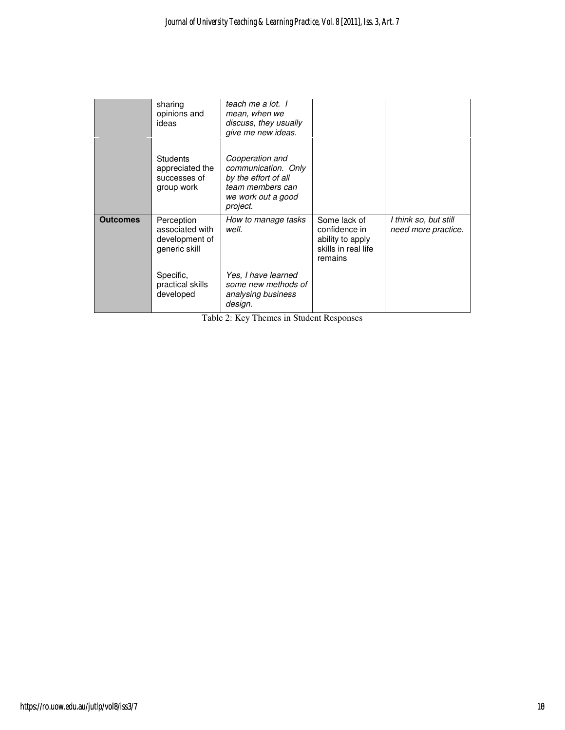| | | | | |
|---|---|---|---|---|
| | sharing opinions and ideas | *teach me a lot. I mean, when we discuss, they usually give me new ideas.* | | |
| | Students appreciated the successes of group work | *Cooperation and communication. Only by the effort of all team members can we work out a good project.* | | |
| **Outcomes** | Perception associated with development of generic skill | *How to manage tasks well.* | Some lack of confidence in ability to apply skills in real life remains | *I think so, but still need more practice.* |
| | Specific, practical skills developed | *Yes, I have learned some new methods of analysing business design.* | | |

Table 2: Key Themes in Student Responses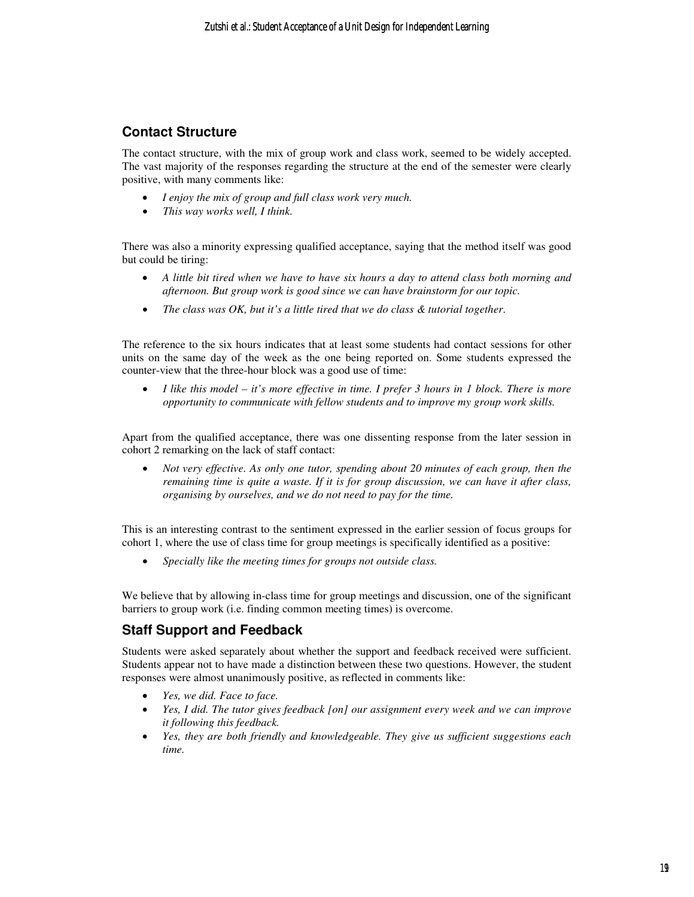## Contact Structure

The contact structure, with the mix of group work and class work, seemed to be widely accepted. The vast majority of the responses regarding the structure at the end of the semester were clearly positive, with many comments like:

- *I enjoy the mix of group and full class work very much.*
- *This way works well, I think.*

There was also a minority expressing qualified acceptance, saying that the method itself was good but could be tiring:

- *A little bit tired when we have to have six hours a day to attend class both morning and afternoon. But group work is good since we can have brainstorm for our topic.*
- *The class was OK, but it's a little tired that we do class & tutorial together.*

The reference to the six hours indicates that at least some students had contact sessions for other units on the same day of the week as the one being reported on. Some students expressed the counter-view that the three-hour block was a good use of time:

- *I like this model – it's more effective in time. I prefer 3 hours in 1 block. There is more opportunity to communicate with fellow students and to improve my group work skills.*

Apart from the qualified acceptance, there was one dissenting response from the later session in cohort 2 remarking on the lack of staff contact:

- *Not very effective. As only one tutor, spending about 20 minutes of each group, then the remaining time is quite a waste. If it is for group discussion, we can have it after class, organising by ourselves, and we do not need to pay for the time.*

This is an interesting contrast to the sentiment expressed in the earlier session of focus groups for cohort 1, where the use of class time for group meetings is specifically identified as a positive:

- *Specially like the meeting times for groups not outside class.*

We believe that by allowing in-class time for group meetings and discussion, one of the significant barriers to group work (i.e. finding common meeting times) is overcome.

## Staff Support and Feedback

Students were asked separately about whether the support and feedback received were sufficient. Students appear not to have made a distinction between these two questions. However, the student responses were almost unanimously positive, as reflected in comments like:

- *Yes, we did. Face to face.*
- *Yes, I did. The tutor gives feedback [on] our assignment every week and we can improve it following this feedback.*
- *Yes, they are both friendly and knowledgeable. They give us sufficient suggestions each time.*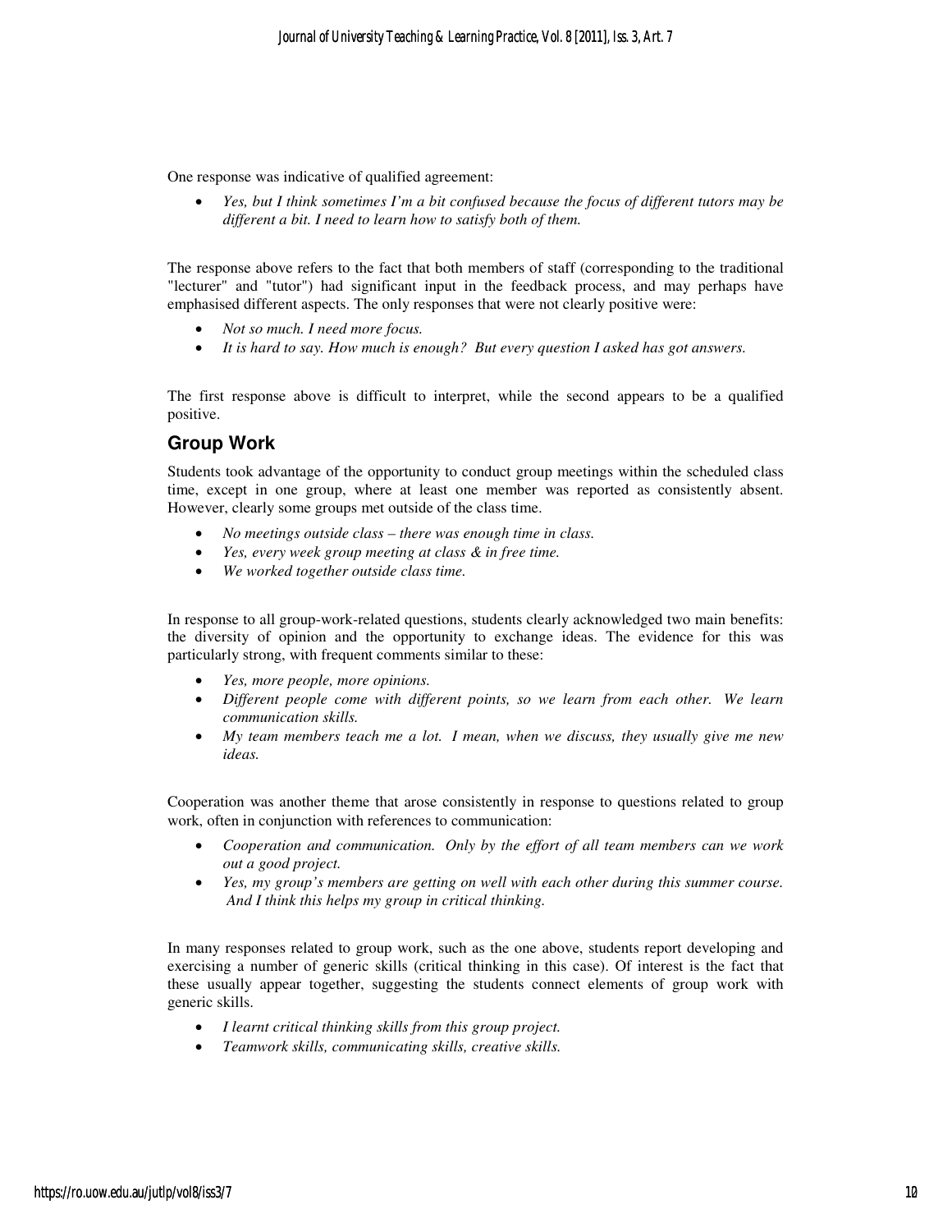One response was indicative of qualified agreement:

- *Yes, but I think sometimes I'm a bit confused because the focus of different tutors may be different a bit. I need to learn how to satisfy both of them.*

The response above refers to the fact that both members of staff (corresponding to the traditional "lecturer" and "tutor") had significant input in the feedback process, and may perhaps have emphasised different aspects. The only responses that were not clearly positive were:

- *Not so much. I need more focus.*
- *It is hard to say. How much is enough? But every question I asked has got answers.*

The first response above is difficult to interpret, while the second appears to be a qualified positive.

## Group Work

Students took advantage of the opportunity to conduct group meetings within the scheduled class time, except in one group, where at least one member was reported as consistently absent. However, clearly some groups met outside of the class time.

- *No meetings outside class – there was enough time in class.*
- *Yes, every week group meeting at class & in free time.*
- *We worked together outside class time.*

In response to all group-work-related questions, students clearly acknowledged two main benefits: the diversity of opinion and the opportunity to exchange ideas. The evidence for this was particularly strong, with frequent comments similar to these:

- *Yes, more people, more opinions.*
- *Different people come with different points, so we learn from each other. We learn communication skills.*
- *My team members teach me a lot. I mean, when we discuss, they usually give me new ideas.*

Cooperation was another theme that arose consistently in response to questions related to group work, often in conjunction with references to communication:

- *Cooperation and communication. Only by the effort of all team members can we work out a good project.*
- *Yes, my group's members are getting on well with each other during this summer course. And I think this helps my group in critical thinking.*

In many responses related to group work, such as the one above, students report developing and exercising a number of generic skills (critical thinking in this case). Of interest is the fact that these usually appear together, suggesting the students connect elements of group work with generic skills.

- *I learnt critical thinking skills from this group project.*
- *Teamwork skills, communicating skills, creative skills.*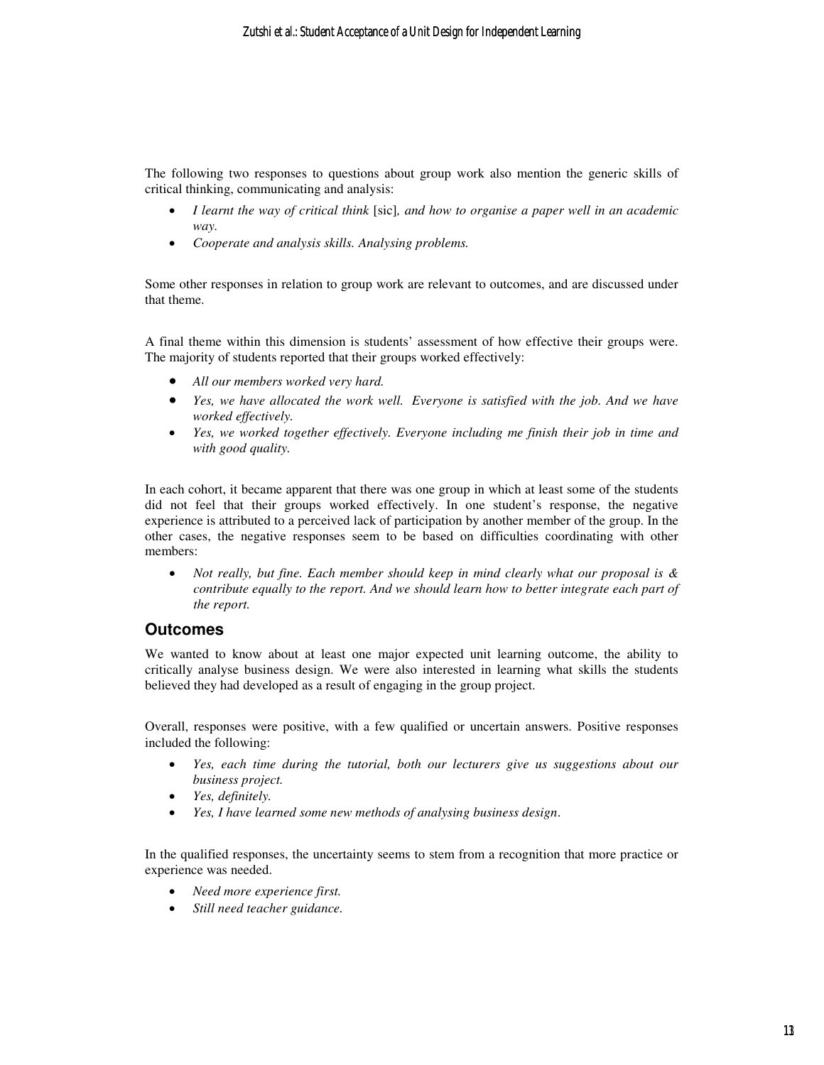The following two responses to questions about group work also mention the generic skills of critical thinking, communicating and analysis:

- *I learnt the way of critical think* [sic]*, and how to organise a paper well in an academic way.*
- *Cooperate and analysis skills. Analysing problems.*

Some other responses in relation to group work are relevant to outcomes, and are discussed under that theme.

A final theme within this dimension is students' assessment of how effective their groups were. The majority of students reported that their groups worked effectively:

- *All our members worked very hard.*
- *Yes, we have allocated the work well. Everyone is satisfied with the job. And we have worked effectively.*
- *Yes, we worked together effectively. Everyone including me finish their job in time and with good quality.*

In each cohort, it became apparent that there was one group in which at least some of the students did not feel that their groups worked effectively. In one student's response, the negative experience is attributed to a perceived lack of participation by another member of the group. In the other cases, the negative responses seem to be based on difficulties coordinating with other members:

- *Not really, but fine. Each member should keep in mind clearly what our proposal is & contribute equally to the report. And we should learn how to better integrate each part of the report.*

## Outcomes

We wanted to know about at least one major expected unit learning outcome, the ability to critically analyse business design. We were also interested in learning what skills the students believed they had developed as a result of engaging in the group project.

Overall, responses were positive, with a few qualified or uncertain answers. Positive responses included the following:

- *Yes, each time during the tutorial, both our lecturers give us suggestions about our business project.*
- *Yes, definitely.*
- *Yes, I have learned some new methods of analysing business design.*

In the qualified responses, the uncertainty seems to stem from a recognition that more practice or experience was needed.

- *Need more experience first.*
- *Still need teacher guidance.*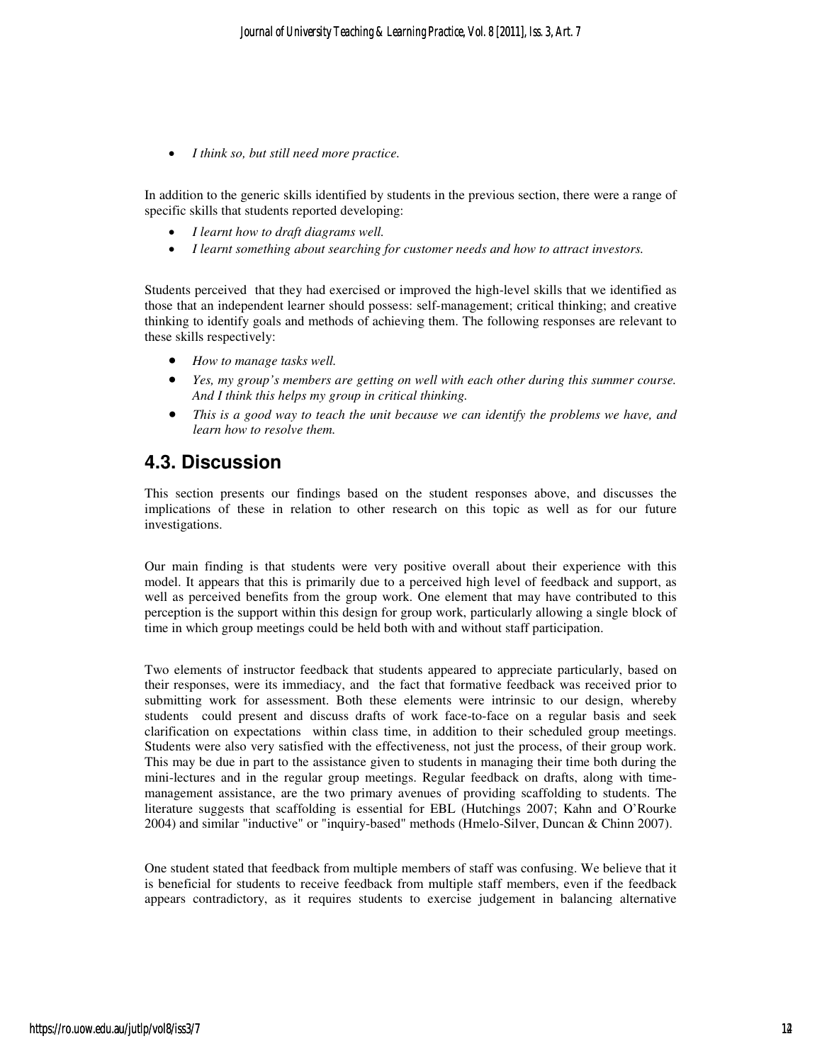- *I think so, but still need more practice.*

In addition to the generic skills identified by students in the previous section, there were a range of specific skills that students reported developing:

- *I learnt how to draft diagrams well.*
- *I learnt something about searching for customer needs and how to attract investors.*

Students perceived that they had exercised or improved the high-level skills that we identified as those that an independent learner should possess: self-management; critical thinking; and creative thinking to identify goals and methods of achieving them. The following responses are relevant to these skills respectively:

- *How to manage tasks well.*
- *Yes, my group's members are getting on well with each other during this summer course. And I think this helps my group in critical thinking.*
- *This is a good way to teach the unit because we can identify the problems we have, and learn how to resolve them.*

## 4.3. Discussion

This section presents our findings based on the student responses above, and discusses the implications of these in relation to other research on this topic as well as for our future investigations.

Our main finding is that students were very positive overall about their experience with this model. It appears that this is primarily due to a perceived high level of feedback and support, as well as perceived benefits from the group work. One element that may have contributed to this perception is the support within this design for group work, particularly allowing a single block of time in which group meetings could be held both with and without staff participation.

Two elements of instructor feedback that students appeared to appreciate particularly, based on their responses, were its immediacy, and the fact that formative feedback was received prior to submitting work for assessment. Both these elements were intrinsic to our design, whereby students could present and discuss drafts of work face-to-face on a regular basis and seek clarification on expectations within class time, in addition to their scheduled group meetings. Students were also very satisfied with the effectiveness, not just the process, of their group work. This may be due in part to the assistance given to students in managing their time both during the mini-lectures and in the regular group meetings. Regular feedback on drafts, along with time-management assistance, are the two primary avenues of providing scaffolding to students. The literature suggests that scaffolding is essential for EBL (Hutchings 2007; Kahn and O'Rourke 2004) and similar "inductive" or "inquiry-based" methods (Hmelo-Silver, Duncan & Chinn 2007).

One student stated that feedback from multiple members of staff was confusing. We believe that it is beneficial for students to receive feedback from multiple staff members, even if the feedback appears contradictory, as it requires students to exercise judgement in balancing alternative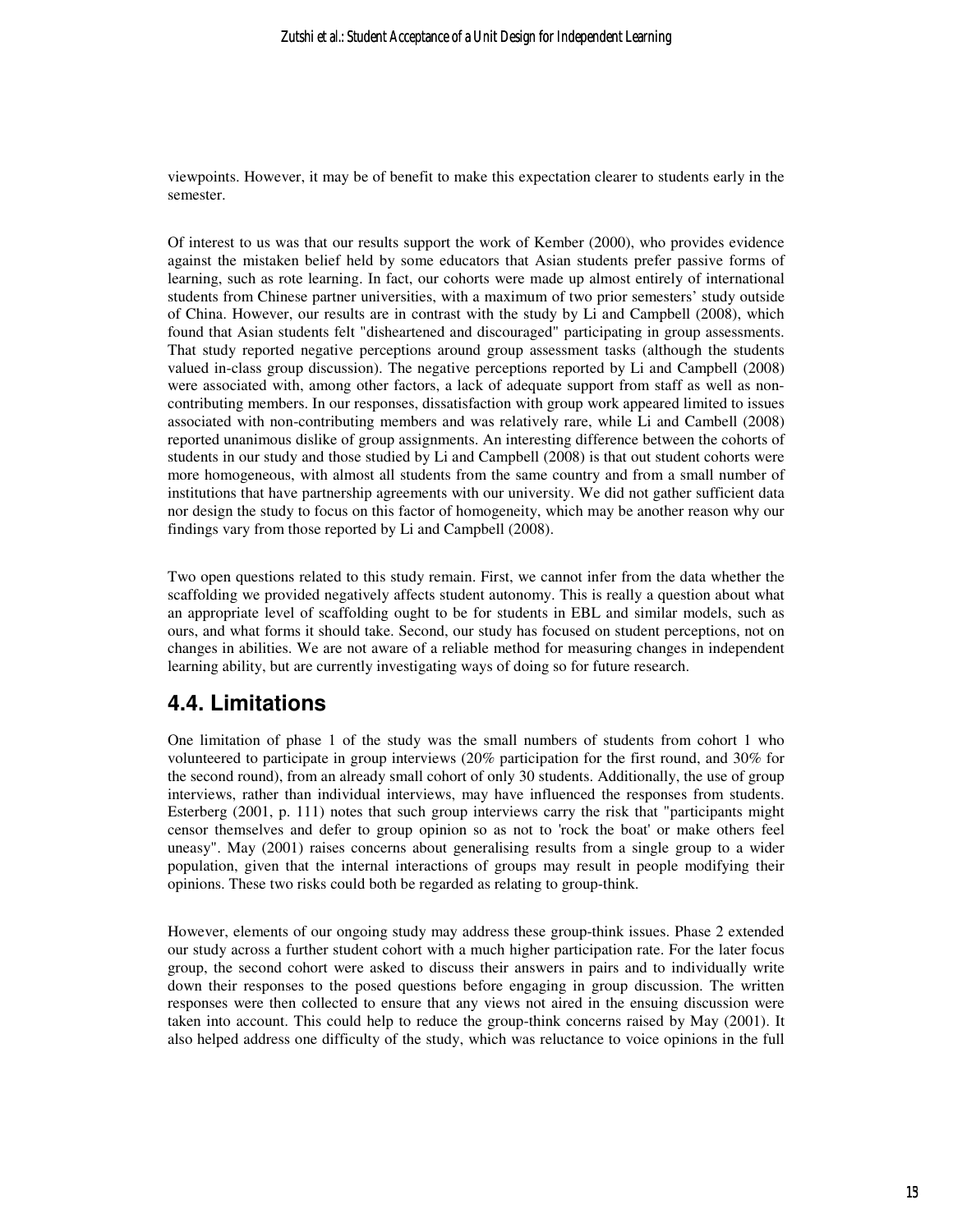viewpoints. However, it may be of benefit to make this expectation clearer to students early in the semester.

Of interest to us was that our results support the work of Kember (2000), who provides evidence against the mistaken belief held by some educators that Asian students prefer passive forms of learning, such as rote learning. In fact, our cohorts were made up almost entirely of international students from Chinese partner universities, with a maximum of two prior semesters' study outside of China. However, our results are in contrast with the study by Li and Campbell (2008), which found that Asian students felt "disheartened and discouraged" participating in group assessments. That study reported negative perceptions around group assessment tasks (although the students valued in-class group discussion). The negative perceptions reported by Li and Campbell (2008) were associated with, among other factors, a lack of adequate support from staff as well as non-contributing members. In our responses, dissatisfaction with group work appeared limited to issues associated with non-contributing members and was relatively rare, while Li and Cambell (2008) reported unanimous dislike of group assignments. An interesting difference between the cohorts of students in our study and those studied by Li and Campbell (2008) is that out student cohorts were more homogeneous, with almost all students from the same country and from a small number of institutions that have partnership agreements with our university. We did not gather sufficient data nor design the study to focus on this factor of homogeneity, which may be another reason why our findings vary from those reported by Li and Campbell (2008).

Two open questions related to this study remain. First, we cannot infer from the data whether the scaffolding we provided negatively affects student autonomy. This is really a question about what an appropriate level of scaffolding ought to be for students in EBL and similar models, such as ours, and what forms it should take. Second, our study has focused on student perceptions, not on changes in abilities. We are not aware of a reliable method for measuring changes in independent learning ability, but are currently investigating ways of doing so for future research.

## 4.4. Limitations

One limitation of phase 1 of the study was the small numbers of students from cohort 1 who volunteered to participate in group interviews (20% participation for the first round, and 30% for the second round), from an already small cohort of only 30 students. Additionally, the use of group interviews, rather than individual interviews, may have influenced the responses from students. Esterberg (2001, p. 111) notes that such group interviews carry the risk that "participants might censor themselves and defer to group opinion so as not to 'rock the boat' or make others feel uneasy". May (2001) raises concerns about generalising results from a single group to a wider population, given that the internal interactions of groups may result in people modifying their opinions. These two risks could both be regarded as relating to group-think.

However, elements of our ongoing study may address these group-think issues. Phase 2 extended our study across a further student cohort with a much higher participation rate. For the later focus group, the second cohort were asked to discuss their answers in pairs and to individually write down their responses to the posed questions before engaging in group discussion. The written responses were then collected to ensure that any views not aired in the ensuing discussion were taken into account. This could help to reduce the group-think concerns raised by May (2001). It also helped address one difficulty of the study, which was reluctance to voice opinions in the full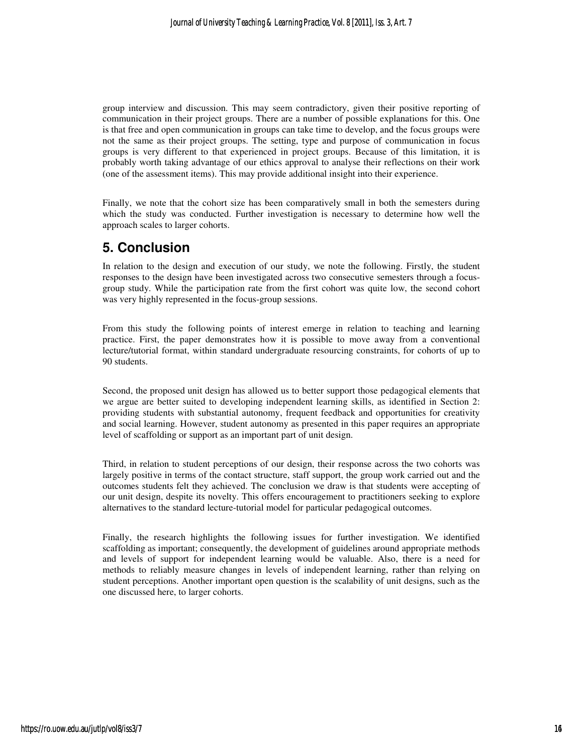group interview and discussion. This may seem contradictory, given their positive reporting of communication in their project groups. There are a number of possible explanations for this. One is that free and open communication in groups can take time to develop, and the focus groups were not the same as their project groups. The setting, type and purpose of communication in focus groups is very different to that experienced in project groups. Because of this limitation, it is probably worth taking advantage of our ethics approval to analyse their reflections on their work (one of the assessment items). This may provide additional insight into their experience.

Finally, we note that the cohort size has been comparatively small in both the semesters during which the study was conducted. Further investigation is necessary to determine how well the approach scales to larger cohorts.

## 5. Conclusion

In relation to the design and execution of our study, we note the following. Firstly, the student responses to the design have been investigated across two consecutive semesters through a focus-group study. While the participation rate from the first cohort was quite low, the second cohort was very highly represented in the focus-group sessions.

From this study the following points of interest emerge in relation to teaching and learning practice. First, the paper demonstrates how it is possible to move away from a conventional lecture/tutorial format, within standard undergraduate resourcing constraints, for cohorts of up to 90 students.

Second, the proposed unit design has allowed us to better support those pedagogical elements that we argue are better suited to developing independent learning skills, as identified in Section 2: providing students with substantial autonomy, frequent feedback and opportunities for creativity and social learning. However, student autonomy as presented in this paper requires an appropriate level of scaffolding or support as an important part of unit design.

Third, in relation to student perceptions of our design, their response across the two cohorts was largely positive in terms of the contact structure, staff support, the group work carried out and the outcomes students felt they achieved. The conclusion we draw is that students were accepting of our unit design, despite its novelty. This offers encouragement to practitioners seeking to explore alternatives to the standard lecture-tutorial model for particular pedagogical outcomes.

Finally, the research highlights the following issues for further investigation. We identified scaffolding as important; consequently, the development of guidelines around appropriate methods and levels of support for independent learning would be valuable. Also, there is a need for methods to reliably measure changes in levels of independent learning, rather than relying on student perceptions. Another important open question is the scalability of unit designs, such as the one discussed here, to larger cohorts.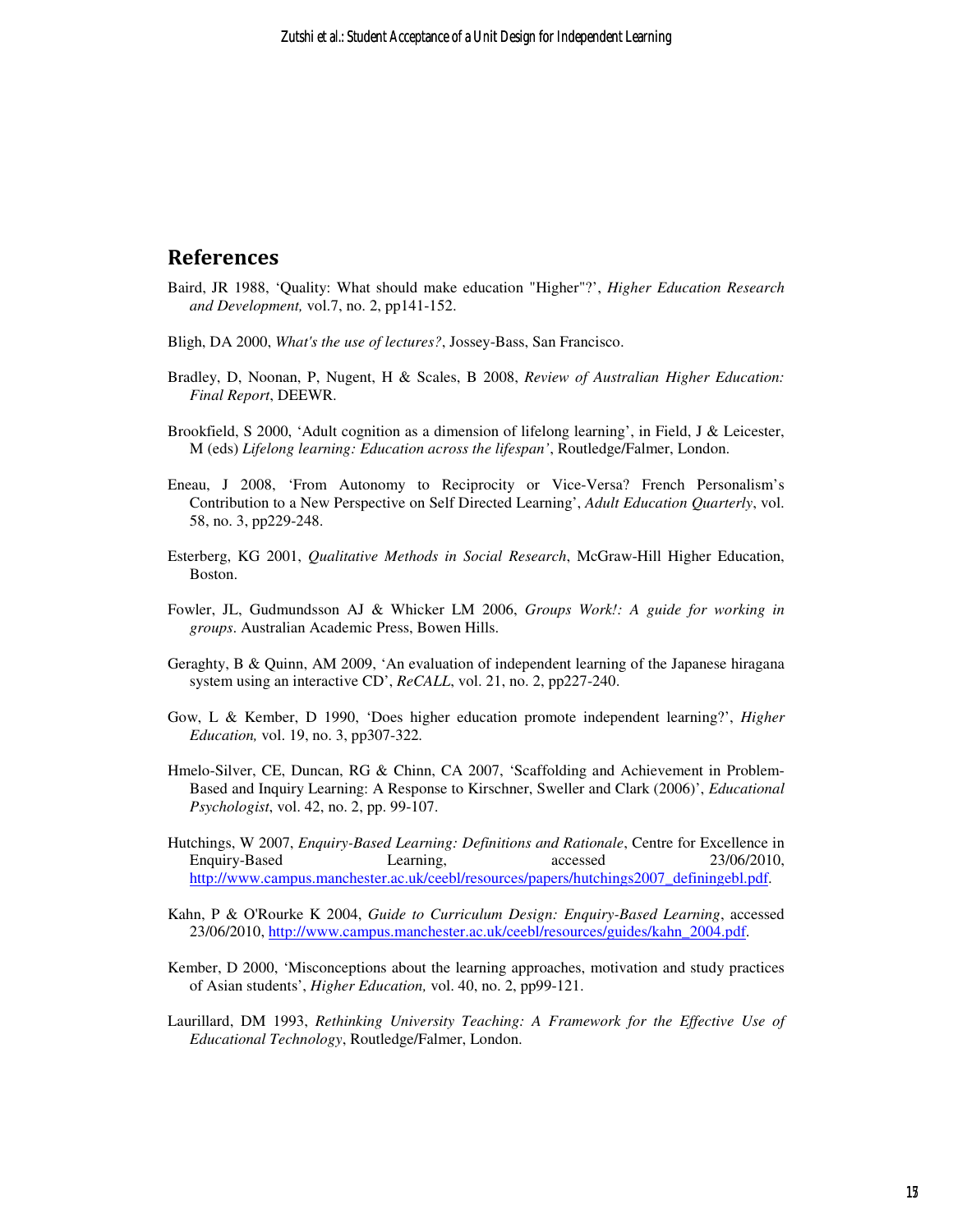## References

Baird, JR 1988, 'Quality: What should make education "Higher"?', *Higher Education Research and Development,* vol.7, no. 2, pp141-152.

Bligh, DA 2000, *What's the use of lectures?*, Jossey-Bass, San Francisco.

Bradley, D, Noonan, P, Nugent, H & Scales, B 2008, *Review of Australian Higher Education: Final Report*, DEEWR.

Brookfield, S 2000, 'Adult cognition as a dimension of lifelong learning', in Field, J & Leicester, M (eds) *Lifelong learning: Education across the lifespan'*, Routledge/Falmer, London.

Eneau, J 2008, 'From Autonomy to Reciprocity or Vice-Versa? French Personalism's Contribution to a New Perspective on Self Directed Learning', *Adult Education Quarterly*, vol. 58, no. 3, pp229-248.

Esterberg, KG 2001, *Qualitative Methods in Social Research*, McGraw-Hill Higher Education, Boston.

Fowler, JL, Gudmundsson AJ & Whicker LM 2006, *Groups Work!: A guide for working in groups*. Australian Academic Press, Bowen Hills.

Geraghty, B & Quinn, AM 2009, 'An evaluation of independent learning of the Japanese hiragana system using an interactive CD', *ReCALL*, vol. 21, no. 2, pp227-240.

Gow, L & Kember, D 1990, 'Does higher education promote independent learning?', *Higher Education,* vol. 19, no. 3, pp307-322.

Hmelo-Silver, CE, Duncan, RG & Chinn, CA 2007, 'Scaffolding and Achievement in Problem-Based and Inquiry Learning: A Response to Kirschner, Sweller and Clark (2006)', *Educational Psychologist*, vol. 42, no. 2, pp. 99-107.

Hutchings, W 2007, *Enquiry-Based Learning: Definitions and Rationale*, Centre for Excellence in Enquiry-Based Learning, accessed 23/06/2010, http://www.campus.manchester.ac.uk/ceebl/resources/papers/hutchings2007_definingebl.pdf.

Kahn, P & O'Rourke K 2004, *Guide to Curriculum Design: Enquiry-Based Learning*, accessed 23/06/2010, http://www.campus.manchester.ac.uk/ceebl/resources/guides/kahn_2004.pdf.

Kember, D 2000, 'Misconceptions about the learning approaches, motivation and study practices of Asian students', *Higher Education,* vol. 40, no. 2, pp99-121.

Laurillard, DM 1993, *Rethinking University Teaching: A Framework for the Effective Use of Educational Technology*, Routledge/Falmer, London.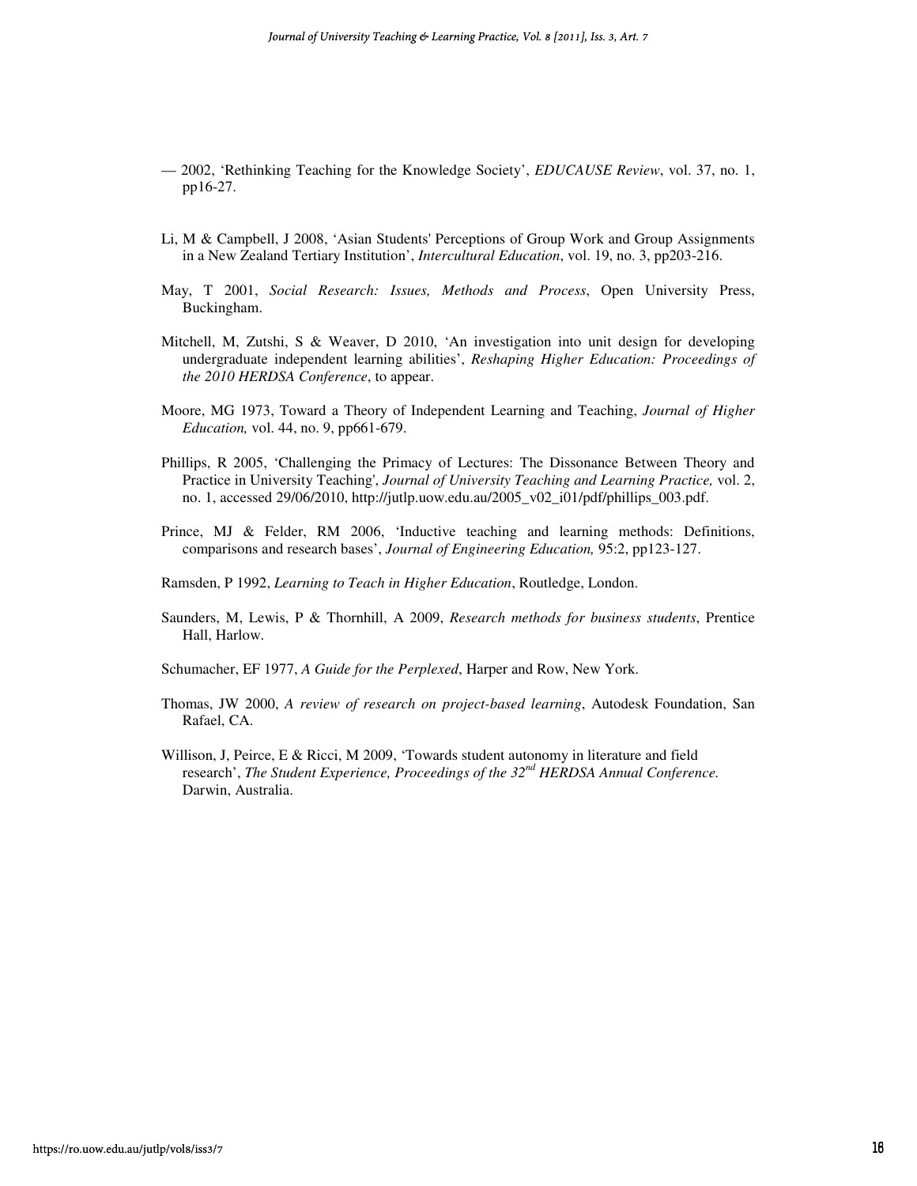— 2002, 'Rethinking Teaching for the Knowledge Society', *EDUCAUSE Review*, vol. 37, no. 1, pp16-27.

Li, M & Campbell, J 2008, 'Asian Students' Perceptions of Group Work and Group Assignments in a New Zealand Tertiary Institution', *Intercultural Education*, vol. 19, no. 3, pp203-216.

May, T 2001, *Social Research: Issues, Methods and Process*, Open University Press, Buckingham.

Mitchell, M, Zutshi, S & Weaver, D 2010, 'An investigation into unit design for developing undergraduate independent learning abilities', *Reshaping Higher Education: Proceedings of the 2010 HERDSA Conference*, to appear.

Moore, MG 1973, Toward a Theory of Independent Learning and Teaching, *Journal of Higher Education,* vol. 44, no. 9, pp661-679.

Phillips, R 2005, 'Challenging the Primacy of Lectures: The Dissonance Between Theory and Practice in University Teaching', *Journal of University Teaching and Learning Practice,* vol. 2, no. 1, accessed 29/06/2010, http://jutlp.uow.edu.au/2005_v02_i01/pdf/phillips_003.pdf.

Prince, MJ & Felder, RM 2006, 'Inductive teaching and learning methods: Definitions, comparisons and research bases', *Journal of Engineering Education,* 95:2, pp123-127.

Ramsden, P 1992, *Learning to Teach in Higher Education*, Routledge, London.

Saunders, M, Lewis, P & Thornhill, A 2009, *Research methods for business students*, Prentice Hall, Harlow.

Schumacher, EF 1977, *A Guide for the Perplexed*, Harper and Row, New York.

Thomas, JW 2000, *A review of research on project-based learning*, Autodesk Foundation, San Rafael, CA.

Willison, J, Peirce, E & Ricci, M 2009, 'Towards student autonomy in literature and field research', *The Student Experience, Proceedings of the 32nd HERDSA Annual Conference.* Darwin, Australia.